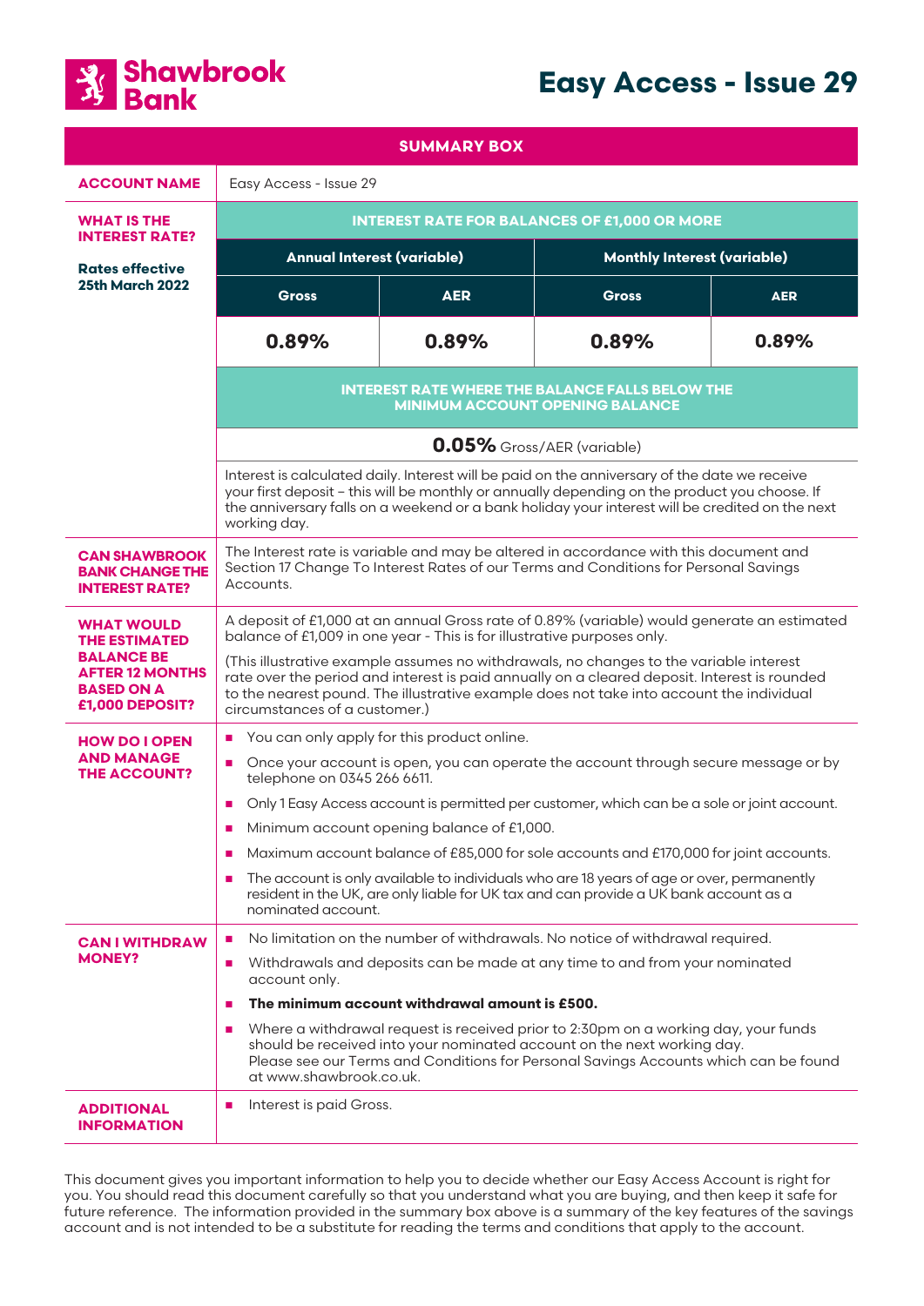# Shawbrook Bank

# Easy Access - Issue 29

## SUMMARY BOX

| | | | | |
|---|---|---|---|---|
| **ACCOUNT NAME** | Easy Access - Issue 29 | | | |
| **WHAT IS THE INTEREST RATE?**<br><br>**Rates effective 25th March 2022** | **INTEREST RATE FOR BALANCES OF £1,000 OR MORE** | | | |
| | **Annual Interest (variable)** | | **Monthly Interest (variable)** | |
| | **Gross** | **AER** | **Gross** | **AER** |
| | **0.89%** | **0.89%** | **0.89%** | **0.89%** |
| | **INTEREST RATE WHERE THE BALANCE FALLS BELOW THE MINIMUM ACCOUNT OPENING BALANCE** | | | |
| | **0.05%** Gross/AER (variable) | | | |
| | Interest is calculated daily. Interest will be paid on the anniversary of the date we receive your first deposit – this will be monthly or annually depending on the product you choose. If the anniversary falls on a weekend or a bank holiday your interest will be credited on the next working day. | | | |
| **CAN SHAWBROOK BANK CHANGE THE INTEREST RATE?** | The Interest rate is variable and may be altered in accordance with this document and Section 17 Change To Interest Rates of our Terms and Conditions for Personal Savings Accounts. | | | |
| **WHAT WOULD THE ESTIMATED BALANCE BE AFTER 12 MONTHS BASED ON A £1,000 DEPOSIT?** | A deposit of £1,000 at an annual Gross rate of 0.89% (variable) would generate an estimated balance of £1,009 in one year - This is for illustrative purposes only.<br><br>(This illustrative example assumes no withdrawals, no changes to the variable interest rate over the period and interest is paid annually on a cleared deposit. Interest is rounded to the nearest pound. The illustrative example does not take into account the individual circumstances of a customer.) | | | |
| **HOW DO I OPEN AND MANAGE THE ACCOUNT?** | ■ You can only apply for this product online.<br>■ Once your account is open, you can operate the account through secure message or by telephone on 0345 266 6611.<br>■ Only 1 Easy Access account is permitted per customer, which can be a sole or joint account.<br>■ Minimum account opening balance of £1,000.<br>■ Maximum account balance of £85,000 for sole accounts and £170,000 for joint accounts.<br>■ The account is only available to individuals who are 18 years of age or over, permanently resident in the UK, are only liable for UK tax and can provide a UK bank account as a nominated account. | | | |
| **CAN I WITHDRAW MONEY?** | ■ No limitation on the number of withdrawals. No notice of withdrawal required.<br>■ Withdrawals and deposits can be made at any time to and from your nominated account only.<br>■ **The minimum account withdrawal amount is £500.**<br>■ Where a withdrawal request is received prior to 2:30pm on a working day, your funds should be received into your nominated account on the next working day. Please see our Terms and Conditions for Personal Savings Accounts which can be found at www.shawbrook.co.uk. | | | |
| **ADDITIONAL INFORMATION** | ■ Interest is paid Gross. | | | |

This document gives you important information to help you to decide whether our Easy Access Account is right for you. You should read this document carefully so that you understand what you are buying, and then keep it safe for future reference. The information provided in the summary box above is a summary of the key features of the savings account and is not intended to be a substitute for reading the terms and conditions that apply to the account.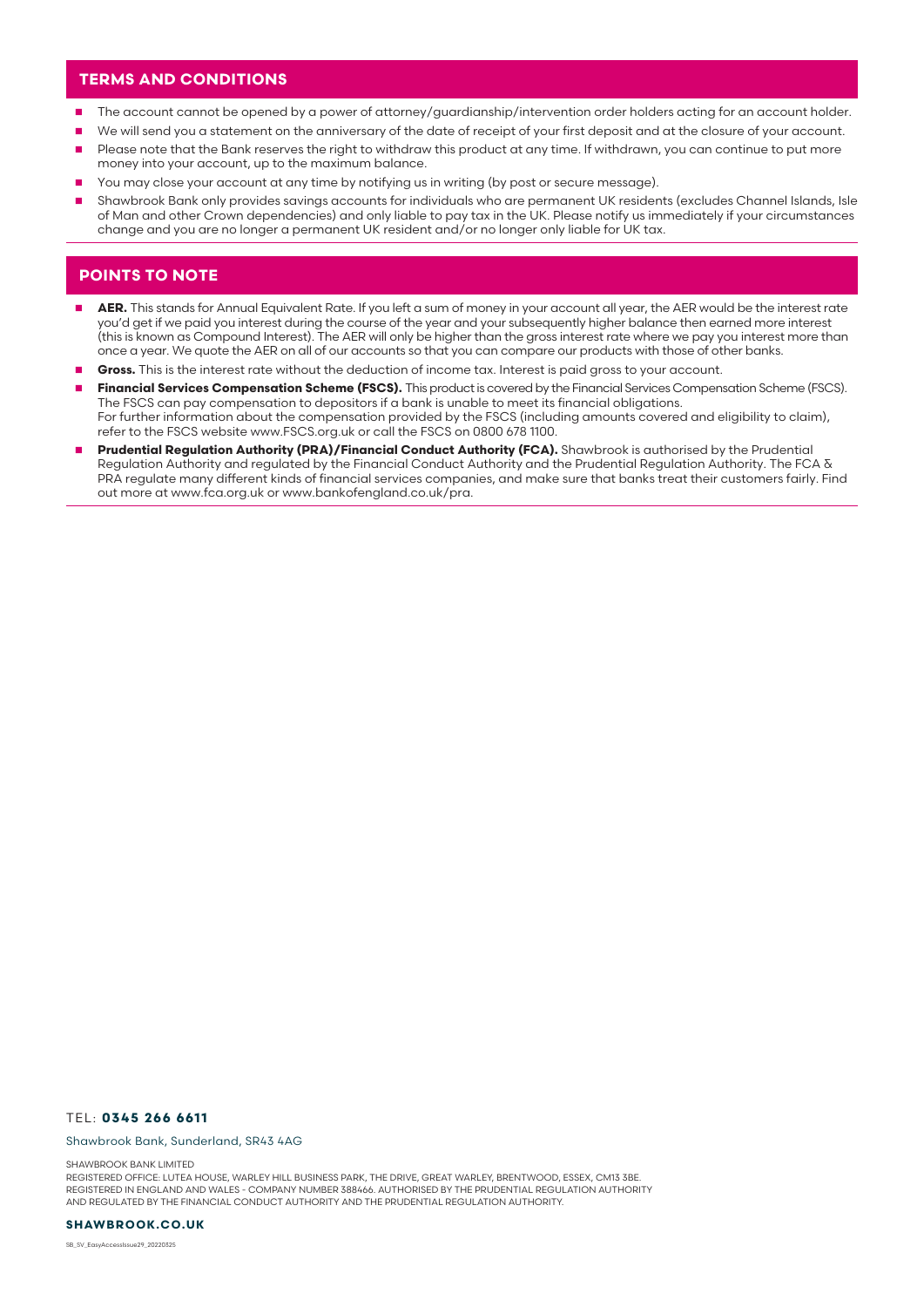## TERMS AND CONDITIONS

- The account cannot be opened by a power of attorney/guardianship/intervention order holders acting for an account holder.
- We will send you a statement on the anniversary of the date of receipt of your first deposit and at the closure of your account.
- Please note that the Bank reserves the right to withdraw this product at any time. If withdrawn, you can continue to put more money into your account, up to the maximum balance.
- You may close your account at any time by notifying us in writing (by post or secure message).
- Shawbrook Bank only provides savings accounts for individuals who are permanent UK residents (excludes Channel Islands, Isle of Man and other Crown dependencies) and only liable to pay tax in the UK. Please notify us immediately if your circumstances change and you are no longer a permanent UK resident and/or no longer only liable for UK tax.

## POINTS TO NOTE

- **AER.** This stands for Annual Equivalent Rate. If you left a sum of money in your account all year, the AER would be the interest rate you'd get if we paid you interest during the course of the year and your subsequently higher balance then earned more interest (this is known as Compound Interest). The AER will only be higher than the gross interest rate where we pay you interest more than once a year. We quote the AER on all of our accounts so that you can compare our products with those of other banks.
- **Gross.** This is the interest rate without the deduction of income tax. Interest is paid gross to your account.
- **Financial Services Compensation Scheme (FSCS).** This product is covered by the Financial Services Compensation Scheme (FSCS). The FSCS can pay compensation to depositors if a bank is unable to meet its financial obligations. For further information about the compensation provided by the FSCS (including amounts covered and eligibility to claim), refer to the FSCS website www.FSCS.org.uk or call the FSCS on 0800 678 1100.
- **Prudential Regulation Authority (PRA)/Financial Conduct Authority (FCA).** Shawbrook is authorised by the Prudential Regulation Authority and regulated by the Financial Conduct Authority and the Prudential Regulation Authority. The FCA & PRA regulate many different kinds of financial services companies, and make sure that banks treat their customers fairly. Find out more at www.fca.org.uk or www.bankofengland.co.uk/pra.

TEL: **0345 266 6611**

Shawbrook Bank, Sunderland, SR43 4AG

SHAWBROOK BANK LIMITED
REGISTERED OFFICE: LUTEA HOUSE, WARLEY HILL BUSINESS PARK, THE DRIVE, GREAT WARLEY, BRENTWOOD, ESSEX, CM13 3BE.
REGISTERED IN ENGLAND AND WALES - COMPANY NUMBER 388466. AUTHORISED BY THE PRUDENTIAL REGULATION AUTHORITY AND REGULATED BY THE FINANCIAL CONDUCT AUTHORITY AND THE PRUDENTIAL REGULATION AUTHORITY.

**SHAWBROOK.CO.UK**

SB_SV_EasyAccessIssue29_20220325